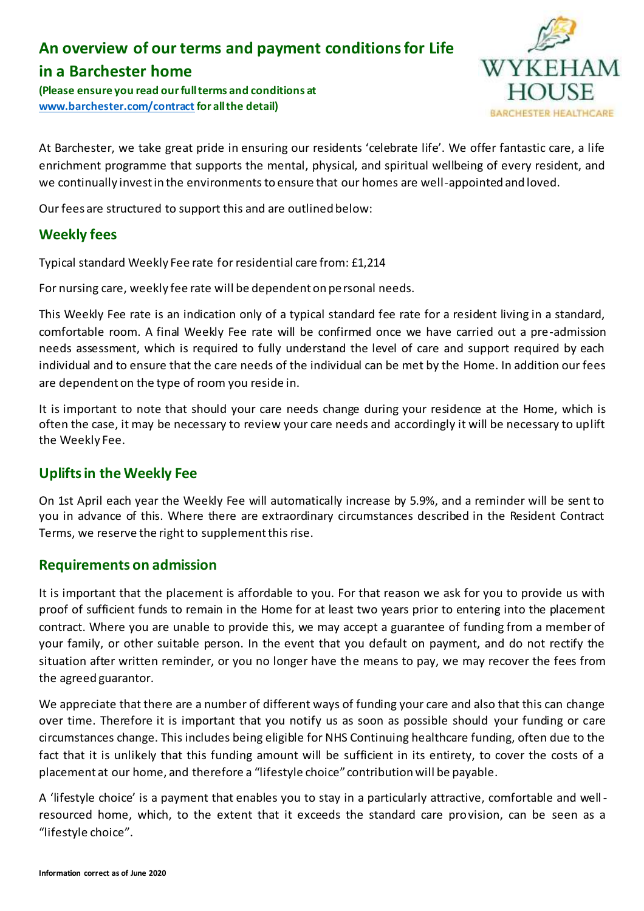# An overview of our terms and payment conditions for Life in a Barchester home

**(Please ensure you read our full terms and conditions at [www.barchester.com/contract](www.barchester.com/contract) for all the detail)**

WYKEHAM HOUSE
BARCHESTER HEALTHCARE

At Barchester, we take great pride in ensuring our residents 'celebrate life'. We offer fantastic care, a life enrichment programme that supports the mental, physical, and spiritual wellbeing of every resident, and we continually invest in the environments to ensure that our homes are well-appointed and loved.

Our fees are structured to support this and are outlined below:

## Weekly fees

Typical standard Weekly Fee rate for residential care from: £1,214

For nursing care, weekly fee rate will be dependent on personal needs.

This Weekly Fee rate is an indication only of a typical standard fee rate for a resident living in a standard, comfortable room. A final Weekly Fee rate will be confirmed once we have carried out a pre-admission needs assessment, which is required to fully understand the level of care and support required by each individual and to ensure that the care needs of the individual can be met by the Home. In addition our fees are dependent on the type of room you reside in.

It is important to note that should your care needs change during your residence at the Home, which is often the case, it may be necessary to review your care needs and accordingly it will be necessary to uplift the Weekly Fee.

## Uplifts in the Weekly Fee

On 1st April each year the Weekly Fee will automatically increase by 5.9%, and a reminder will be sent to you in advance of this. Where there are extraordinary circumstances described in the Resident Contract Terms, we reserve the right to supplement this rise.

## Requirements on admission

It is important that the placement is affordable to you. For that reason we ask for you to provide us with proof of sufficient funds to remain in the Home for at least two years prior to entering into the placement contract. Where you are unable to provide this, we may accept a guarantee of funding from a member of your family, or other suitable person. In the event that you default on payment, and do not rectify the situation after written reminder, or you no longer have the means to pay, we may recover the fees from the agreed guarantor.

We appreciate that there are a number of different ways of funding your care and also that this can change over time. Therefore it is important that you notify us as soon as possible should your funding or care circumstances change. This includes being eligible for NHS Continuing healthcare funding, often due to the fact that it is unlikely that this funding amount will be sufficient in its entirety, to cover the costs of a placement at our home, and therefore a "lifestyle choice" contribution will be payable.

A 'lifestyle choice' is a payment that enables you to stay in a particularly attractive, comfortable and well-resourced home, which, to the extent that it exceeds the standard care provision, can be seen as a "lifestyle choice".

**Information correct as of June 2020**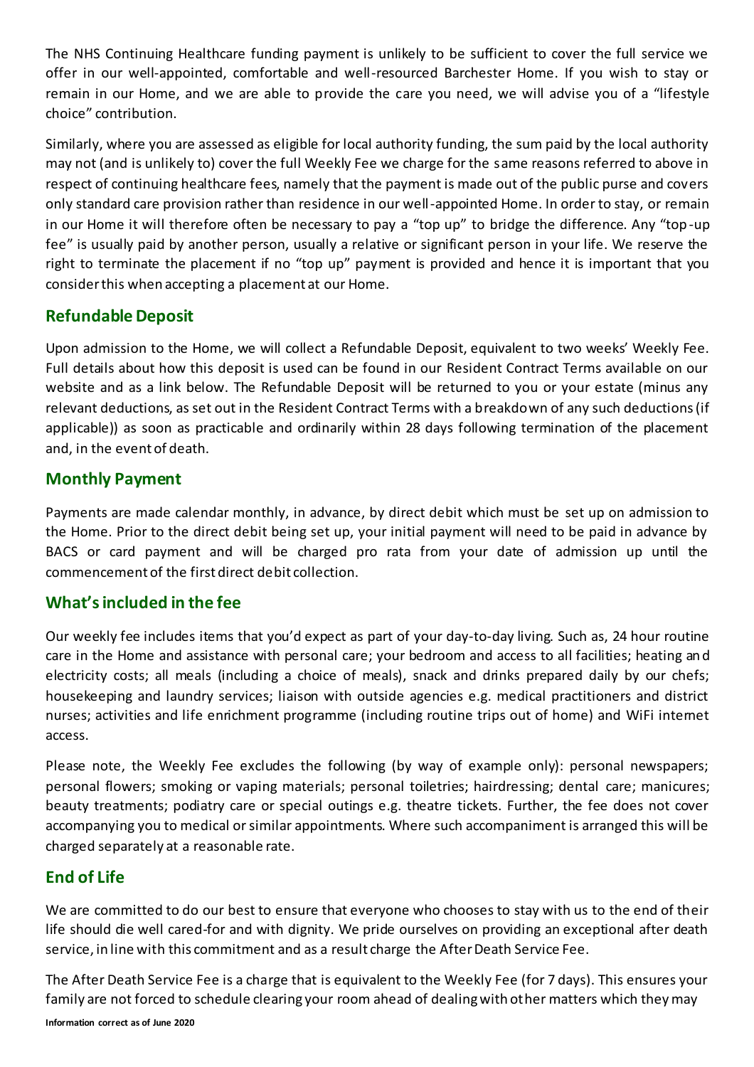The NHS Continuing Healthcare funding payment is unlikely to be sufficient to cover the full service we offer in our well-appointed, comfortable and well-resourced Barchester Home. If you wish to stay or remain in our Home, and we are able to provide the care you need, we will advise you of a "lifestyle choice" contribution.

Similarly, where you are assessed as eligible for local authority funding, the sum paid by the local authority may not (and is unlikely to) cover the full Weekly Fee we charge for the same reasons referred to above in respect of continuing healthcare fees, namely that the payment is made out of the public purse and covers only standard care provision rather than residence in our well-appointed Home. In order to stay, or remain in our Home it will therefore often be necessary to pay a "top up" to bridge the difference. Any "top-up fee" is usually paid by another person, usually a relative or significant person in your life. We reserve the right to terminate the placement if no "top up" payment is provided and hence it is important that you consider this when accepting a placement at our Home.

## Refundable Deposit

Upon admission to the Home, we will collect a Refundable Deposit, equivalent to two weeks' Weekly Fee. Full details about how this deposit is used can be found in our Resident Contract Terms available on our website and as a link below. The Refundable Deposit will be returned to you or your estate (minus any relevant deductions, as set out in the Resident Contract Terms with a breakdown of any such deductions (if applicable)) as soon as practicable and ordinarily within 28 days following termination of the placement and, in the event of death.

## Monthly Payment

Payments are made calendar monthly, in advance, by direct debit which must be set up on admission to the Home. Prior to the direct debit being set up, your initial payment will need to be paid in advance by BACS or card payment and will be charged pro rata from your date of admission up until the commencement of the first direct debit collection.

## What's included in the fee

Our weekly fee includes items that you'd expect as part of your day-to-day living. Such as, 24 hour routine care in the Home and assistance with personal care; your bedroom and access to all facilities; heating and electricity costs; all meals (including a choice of meals), snack and drinks prepared daily by our chefs; housekeeping and laundry services; liaison with outside agencies e.g. medical practitioners and district nurses; activities and life enrichment programme (including routine trips out of home) and WiFi internet access.

Please note, the Weekly Fee excludes the following (by way of example only): personal newspapers; personal flowers; smoking or vaping materials; personal toiletries; hairdressing; dental care; manicures; beauty treatments; podiatry care or special outings e.g. theatre tickets. Further, the fee does not cover accompanying you to medical or similar appointments. Where such accompaniment is arranged this will be charged separately at a reasonable rate.

## End of Life

We are committed to do our best to ensure that everyone who chooses to stay with us to the end of their life should die well cared-for and with dignity. We pride ourselves on providing an exceptional after death service, in line with this commitment and as a result charge the After Death Service Fee.

The After Death Service Fee is a charge that is equivalent to the Weekly Fee (for 7 days). This ensures your family are not forced to schedule clearing your room ahead of dealing with other matters which they may

**Information correct as of June 2020**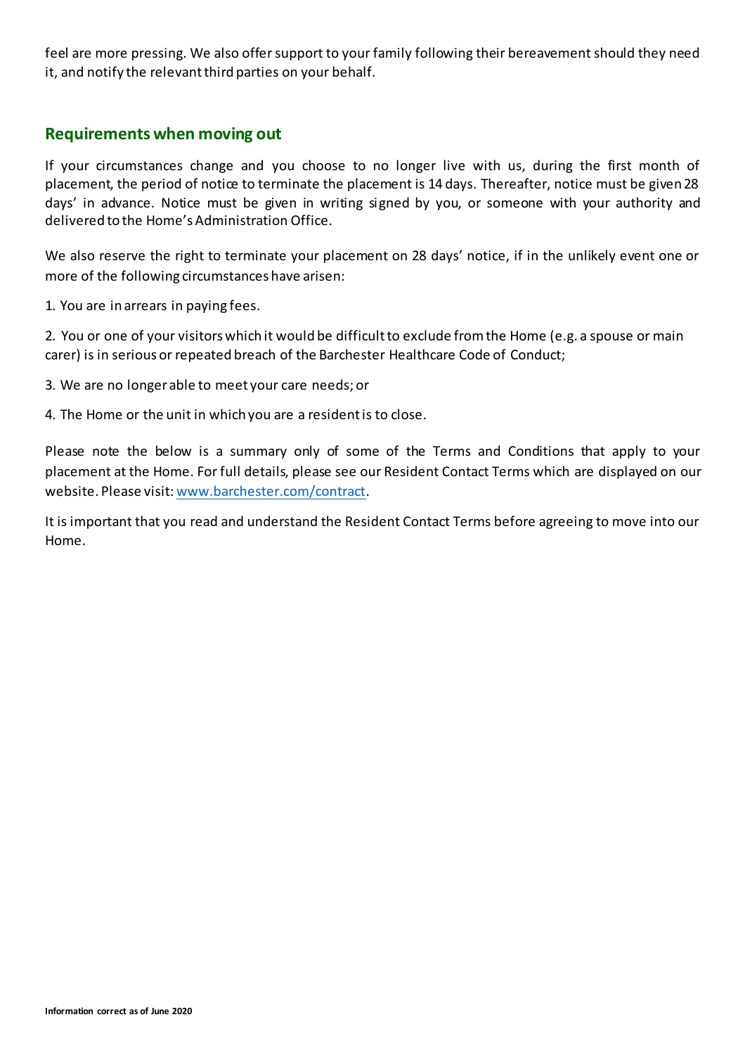feel are more pressing. We also offer support to your family following their bereavement should they need it, and notify the relevant third parties on your behalf.

## Requirements when moving out

If your circumstances change and you choose to no longer live with us, during the first month of placement, the period of notice to terminate the placement is 14 days. Thereafter, notice must be given 28 days' in advance. Notice must be given in writing signed by you, or someone with your authority and delivered to the Home's Administration Office.

We also reserve the right to terminate your placement on 28 days' notice, if in the unlikely event one or more of the following circumstances have arisen:

1. You are in arrears in paying fees.

2. You or one of your visitors which it would be difficult to exclude from the Home (e.g. a spouse or main carer) is in serious or repeated breach of the Barchester Healthcare Code of Conduct;

3. We are no longer able to meet your care needs; or

4. The Home or the unit in which you are a resident is to close.

Please note the below is a summary only of some of the Terms and Conditions that apply to your placement at the Home. For full details, please see our Resident Contact Terms which are displayed on our website. Please visit: [www.barchester.com/contract](www.barchester.com/contract).

It is important that you read and understand the Resident Contact Terms before agreeing to move into our Home.

**Information correct as of June 2020**